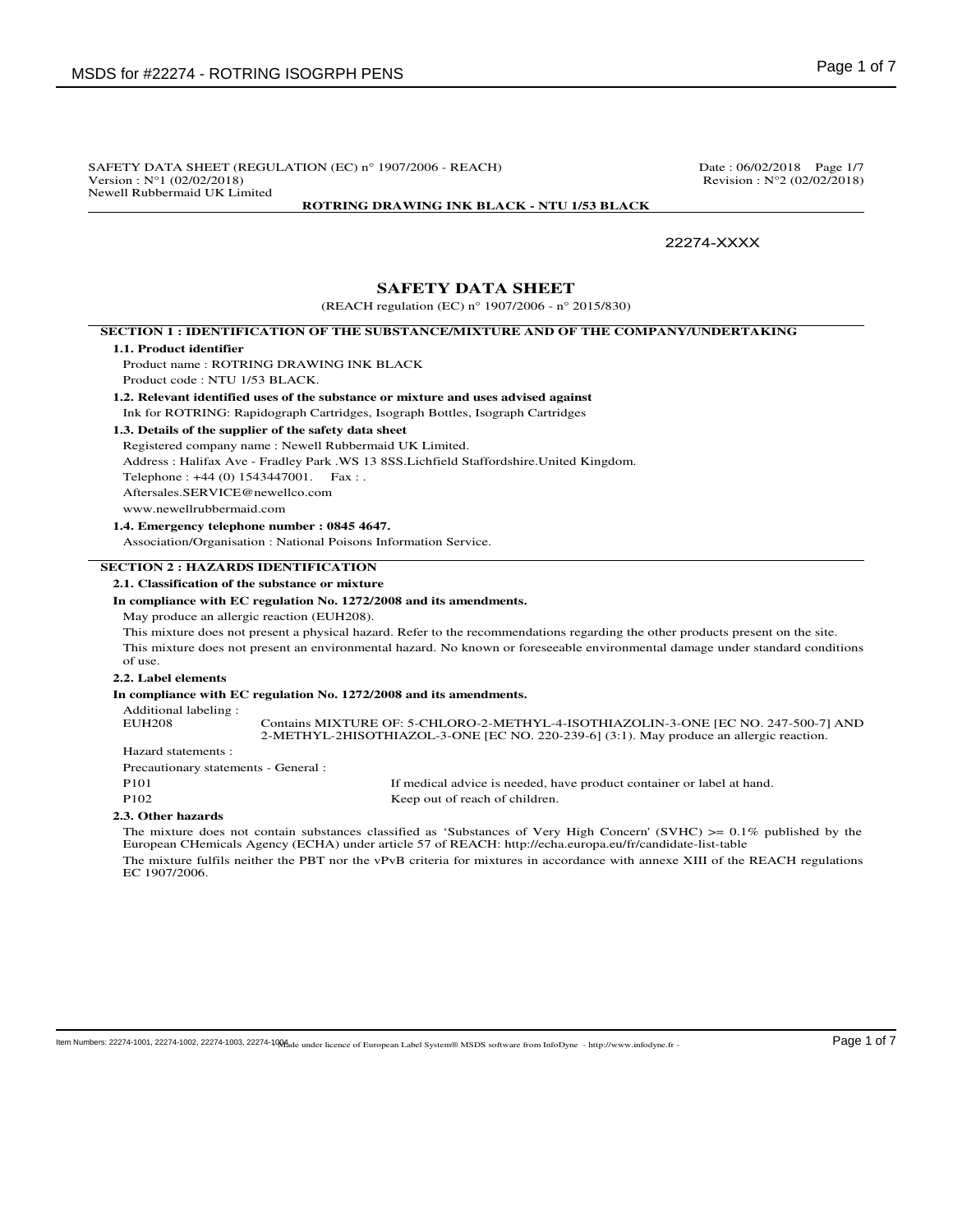SAFETY DATA SHEET (REGULATION (EC) n° 1907/2006 - REACH)
Version : N°1 (02/02/2018)
Newell Rubbermaid UK Limited

Date : 06/02/2018 Page 1/7
Revision : N°2 (02/02/2018)

**ROTRING DRAWING INK BLACK - NTU 1/53 BLACK**

22274-XXXX

# SAFETY DATA SHEET

(REACH regulation (EC) n° 1907/2006 - n° 2015/830)

## SECTION 1 : IDENTIFICATION OF THE SUBSTANCE/MIXTURE AND OF THE COMPANY/UNDERTAKING

### 1.1. Product identifier

Product name : ROTRING DRAWING INK BLACK

Product code : NTU 1/53 BLACK.

### 1.2. Relevant identified uses of the substance or mixture and uses advised against

Ink for ROTRING: Rapidograph Cartridges, Isograph Bottles, Isograph Cartridges

### 1.3. Details of the supplier of the safety data sheet

Registered company name : Newell Rubbermaid UK Limited.

Address : Halifax Ave - Fradley Park .WS 13 8SS.Lichfield Staffordshire.United Kingdom.

Telephone : +44 (0) 1543447001. Fax : .

Aftersales.SERVICE@newellco.com

www.newellrubbermaid.com

### 1.4. Emergency telephone number : 0845 4647.

Association/Organisation : National Poisons Information Service.

## SECTION 2 : HAZARDS IDENTIFICATION

### 2.1. Classification of the substance or mixture

**In compliance with EC regulation No. 1272/2008 and its amendments.**

May produce an allergic reaction (EUH208).

This mixture does not present a physical hazard. Refer to the recommendations regarding the other products present on the site.

This mixture does not present an environmental hazard. No known or foreseeable environmental damage under standard conditions of use.

### 2.2. Label elements

**In compliance with EC regulation No. 1272/2008 and its amendments.**

Additional labeling :

| | |
|---|---|
| EUH208 | Contains MIXTURE OF: 5-CHLORO-2-METHYL-4-ISOTHIAZOLIN-3-ONE [EC NO. 247-500-7] AND 2-METHYL-2HISOTHIAZOL-3-ONE [EC NO. 220-239-6] (3:1). May produce an allergic reaction. |

Hazard statements :

Precautionary statements - General :

| | |
|---|---|
| P101 | If medical advice is needed, have product container or label at hand. |
| P102 | Keep out of reach of children. |

### 2.3. Other hazards

The mixture does not contain substances classified as 'Substances of Very High Concern' (SVHC) >= 0.1% published by the European CHemicals Agency (ECHA) under article 57 of REACH: http://echa.europa.eu/fr/candidate-list-table

The mixture fulfils neither the PBT nor the vPvB criteria for mixtures in accordance with annexe XIII of the REACH regulations EC 1907/2006.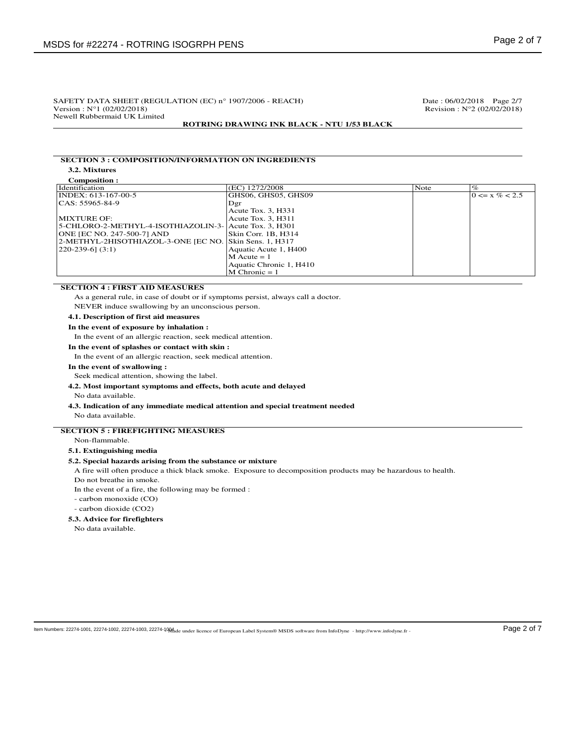SAFETY DATA SHEET (REGULATION (EC) n° 1907/2006 - REACH)
Version : N°1 (02/02/2018)
Newell Rubbermaid UK Limited

Date : 06/02/2018 Page 2/7
Revision : N°2 (02/02/2018)

**ROTRING DRAWING INK BLACK - NTU 1/53 BLACK**

## SECTION 3 : COMPOSITION/INFORMATION ON INGREDIENTS

### 3.2. Mixtures

**Composition :**

| Identification | (EC) 1272/2008 | Note | % |
|---|---|---|---|
| INDEX: 613-167-00-5<br>CAS: 55965-84-9<br><br>MIXTURE OF:<br>5-CHLORO-2-METHYL-4-ISOTHIAZOLIN-3-ONE [EC NO. 247-500-7] AND 2-METHYL-2HISOTHIAZOL-3-ONE [EC NO. 220-239-6] (3:1) | GHS06, GHS05, GHS09<br>Dgr<br>Acute Tox. 3, H331<br>Acute Tox. 3, H311<br>Acute Tox. 3, H301<br>Skin Corr. 1B, H314<br>Skin Sens. 1, H317<br>Aquatic Acute 1, H400<br>M Acute = 1<br>Aquatic Chronic 1, H410<br>M Chronic = 1 | | 0 <= x % < 2.5 |

## SECTION 4 : FIRST AID MEASURES

As a general rule, in case of doubt or if symptoms persist, always call a doctor.

NEVER induce swallowing by an unconscious person.

### 4.1. Description of first aid measures

**In the event of exposure by inhalation :**

In the event of an allergic reaction, seek medical attention.

**In the event of splashes or contact with skin :**

In the event of an allergic reaction, seek medical attention.

**In the event of swallowing :**

Seek medical attention, showing the label.

### 4.2. Most important symptoms and effects, both acute and delayed

No data available.

### 4.3. Indication of any immediate medical attention and special treatment needed

No data available.

## SECTION 5 : FIREFIGHTING MEASURES

Non-flammable.

### 5.1. Extinguishing media

### 5.2. Special hazards arising from the substance or mixture

A fire will often produce a thick black smoke. Exposure to decomposition products may be hazardous to health.

Do not breathe in smoke.

In the event of a fire, the following may be formed :

- carbon monoxide (CO)
- carbon dioxide ($CO_2$)

### 5.3. Advice for firefighters

No data available.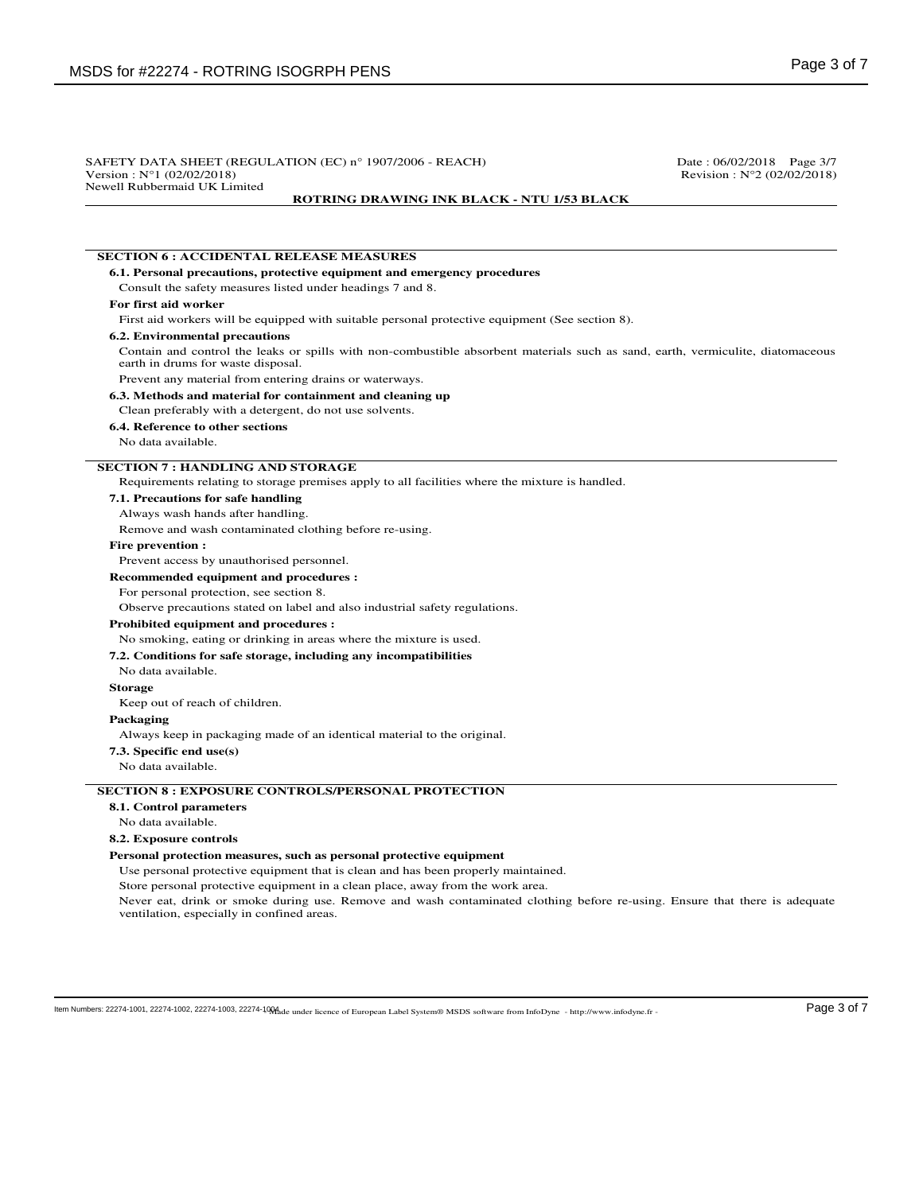## SECTION 6 : ACCIDENTAL RELEASE MEASURES

### 6.1. Personal precautions, protective equipment and emergency procedures

Consult the safety measures listed under headings 7 and 8.

**For first aid worker**

First aid workers will be equipped with suitable personal protective equipment (See section 8).

### 6.2. Environmental precautions

Contain and control the leaks or spills with non-combustible absorbent materials such as sand, earth, vermiculite, diatomaceous earth in drums for waste disposal.

Prevent any material from entering drains or waterways.

### 6.3. Methods and material for containment and cleaning up

Clean preferably with a detergent, do not use solvents.

### 6.4. Reference to other sections

No data available.

## SECTION 7 : HANDLING AND STORAGE

Requirements relating to storage premises apply to all facilities where the mixture is handled.

### 7.1. Precautions for safe handling

Always wash hands after handling.

Remove and wash contaminated clothing before re-using.

**Fire prevention :**

Prevent access by unauthorised personnel.

**Recommended equipment and procedures :**

For personal protection, see section 8.

Observe precautions stated on label and also industrial safety regulations.

**Prohibited equipment and procedures :**

No smoking, eating or drinking in areas where the mixture is used.

### 7.2. Conditions for safe storage, including any incompatibilities

No data available.

**Storage**

Keep out of reach of children.

**Packaging**

Always keep in packaging made of an identical material to the original.

### 7.3. Specific end use(s)

No data available.

## SECTION 8 : EXPOSURE CONTROLS/PERSONAL PROTECTION

### 8.1. Control parameters

No data available.

### 8.2. Exposure controls

**Personal protection measures, such as personal protective equipment**

Use personal protective equipment that is clean and has been properly maintained.

Store personal protective equipment in a clean place, away from the work area.

Never eat, drink or smoke during use. Remove and wash contaminated clothing before re-using. Ensure that there is adequate ventilation, especially in confined areas.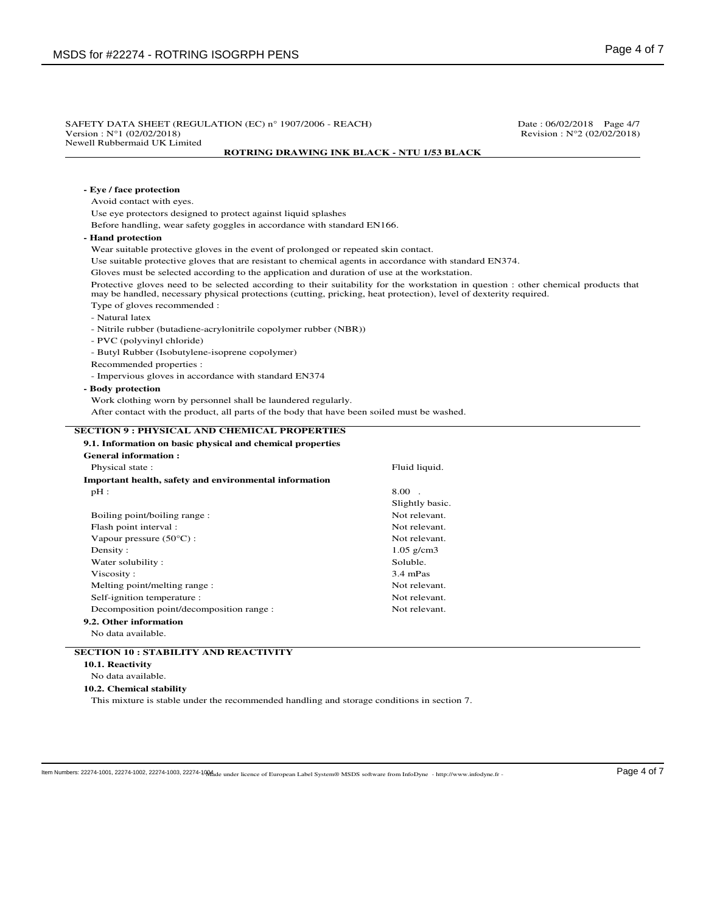SAFETY DATA SHEET (REGULATION (EC) n° 1907/2006 - REACH)
Version : N°1 (02/02/2018)
Newell Rubbermaid UK Limited

Date : 06/02/2018
Revision : N°2 (02/02/2018)

**ROTRING DRAWING INK BLACK - NTU 1/53 BLACK**

**- Eye / face protection**

Avoid contact with eyes.

Use eye protectors designed to protect against liquid splashes

Before handling, wear safety goggles in accordance with standard EN166.

**- Hand protection**

Wear suitable protective gloves in the event of prolonged or repeated skin contact.

Use suitable protective gloves that are resistant to chemical agents in accordance with standard EN374.

Gloves must be selected according to the application and duration of use at the workstation.

Protective gloves need to be selected according to their suitability for the workstation in question : other chemical products that may be handled, necessary physical protections (cutting, pricking, heat protection), level of dexterity required.

Type of gloves recommended :

- Natural latex
- Nitrile rubber (butadiene-acrylonitrile copolymer rubber (NBR))
- PVC (polyvinyl chloride)
- Butyl Rubber (Isobutylene-isoprene copolymer)

Recommended properties :

- Impervious gloves in accordance with standard EN374

**- Body protection**

Work clothing worn by personnel shall be laundered regularly.

After contact with the product, all parts of the body that have been soiled must be washed.

## SECTION 9 : PHYSICAL AND CHEMICAL PROPERTIES

### 9.1. Information on basic physical and chemical properties

**General information :**

| | |
|---|---|
| Physical state : | Fluid liquid. |

**Important health, safety and environmental information**

| | |
|---|---|
| pH : | 8.00 . Slightly basic. |
| Boiling point/boiling range : | Not relevant. |
| Flash point interval : | Not relevant. |
| Vapour pressure (50°C) : | Not relevant. |
| Density : | 1.05 g/cm3 |
| Water solubility : | Soluble. |
| Viscosity : | 3.4 mPas |
| Melting point/melting range : | Not relevant. |
| Self-ignition temperature : | Not relevant. |
| Decomposition point/decomposition range : | Not relevant. |

### 9.2. Other information

No data available.

## SECTION 10 : STABILITY AND REACTIVITY

### 10.1. Reactivity

No data available.

### 10.2. Chemical stability

This mixture is stable under the recommended handling and storage conditions in section 7.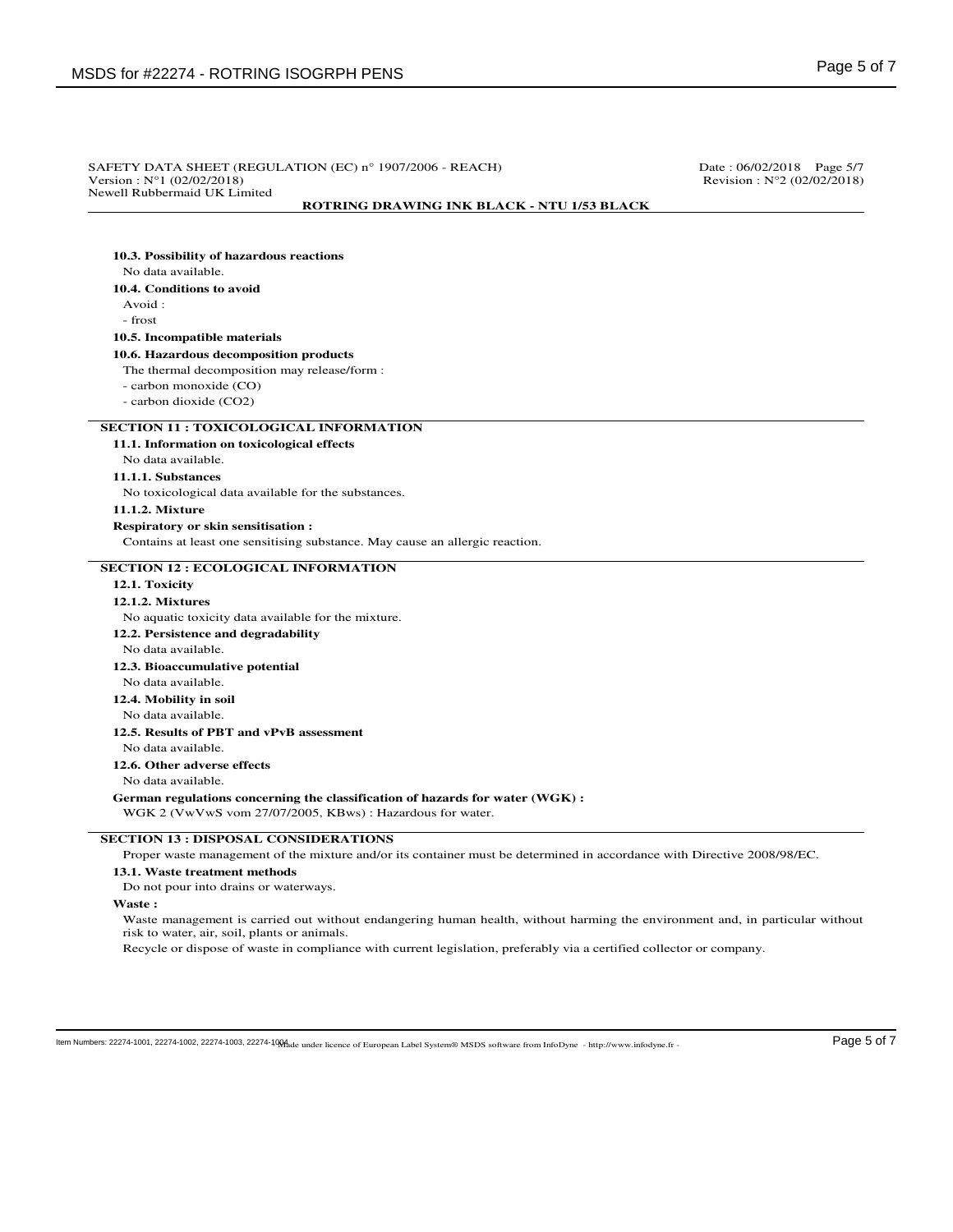#### 10.3. Possibility of hazardous reactions

No data available.

#### 10.4. Conditions to avoid

Avoid :

- frost

#### 10.5. Incompatible materials

#### 10.6. Hazardous decomposition products

The thermal decomposition may release/form :

- carbon monoxide (CO)
- carbon dioxide ($CO_2$)

## SECTION 11 : TOXICOLOGICAL INFORMATION

#### 11.1. Information on toxicological effects

No data available.

#### 11.1.1. Substances

No toxicological data available for the substances.

#### 11.1.2. Mixture

**Respiratory or skin sensitisation :**

Contains at least one sensitising substance. May cause an allergic reaction.

## SECTION 12 : ECOLOGICAL INFORMATION

#### 12.1. Toxicity

#### 12.1.2. Mixtures

No aquatic toxicity data available for the mixture.

#### 12.2. Persistence and degradability

No data available.

#### 12.3. Bioaccumulative potential

No data available.

#### 12.4. Mobility in soil

No data available.

#### 12.5. Results of PBT and vPvB assessment

No data available.

#### 12.6. Other adverse effects

No data available.

**German regulations concerning the classification of hazards for water (WGK) :**

WGK 2 (VwVwS vom 27/07/2005, KBws) : Hazardous for water.

## SECTION 13 : DISPOSAL CONSIDERATIONS

Proper waste management of the mixture and/or its container must be determined in accordance with Directive 2008/98/EC.

#### 13.1. Waste treatment methods

Do not pour into drains or waterways.

**Waste :**

Waste management is carried out without endangering human health, without harming the environment and, in particular without risk to water, air, soil, plants or animals.

Recycle or dispose of waste in compliance with current legislation, preferably via a certified collector or company.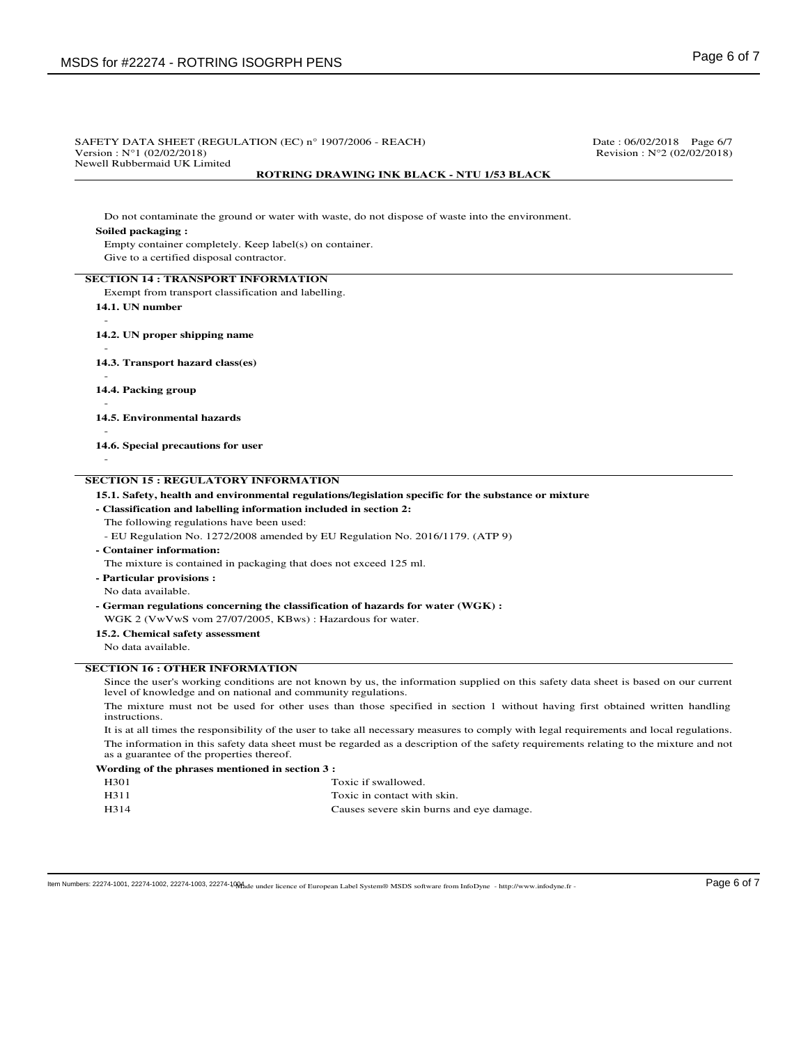Do not contaminate the ground or water with waste, do not dispose of waste into the environment.

**Soiled packaging :**

Empty container completely. Keep label(s) on container.

Give to a certified disposal contractor.

## SECTION 14 : TRANSPORT INFORMATION

Exempt from transport classification and labelling.

**14.1. UN number**

-

**14.2. UN proper shipping name**

-

**14.3. Transport hazard class(es)**

-

**14.4. Packing group**

-

**14.5. Environmental hazards**

-

**14.6. Special precautions for user**

-

## SECTION 15 : REGULATORY INFORMATION

**15.1. Safety, health and environmental regulations/legislation specific for the substance or mixture**

**- Classification and labelling information included in section 2:**

The following regulations have been used:

- EU Regulation No. 1272/2008 amended by EU Regulation No. 2016/1179. (ATP 9)

**- Container information:**

The mixture is contained in packaging that does not exceed 125 ml.

**- Particular provisions :**

No data available.

**- German regulations concerning the classification of hazards for water (WGK) :**

WGK 2 (VwVwS vom 27/07/2005, KBws) : Hazardous for water.

**15.2. Chemical safety assessment**

No data available.

## SECTION 16 : OTHER INFORMATION

Since the user's working conditions are not known by us, the information supplied on this safety data sheet is based on our current level of knowledge and on national and community regulations.

The mixture must not be used for other uses than those specified in section 1 without having first obtained written handling instructions.

It is at all times the responsibility of the user to take all necessary measures to comply with legal requirements and local regulations.

The information in this safety data sheet must be regarded as a description of the safety requirements relating to the mixture and not as a guarantee of the properties thereof.

**Wording of the phrases mentioned in section 3 :**

| | |
|---|---|
| H301 | Toxic if swallowed. |
| H311 | Toxic in contact with skin. |
| H314 | Causes severe skin burns and eye damage. |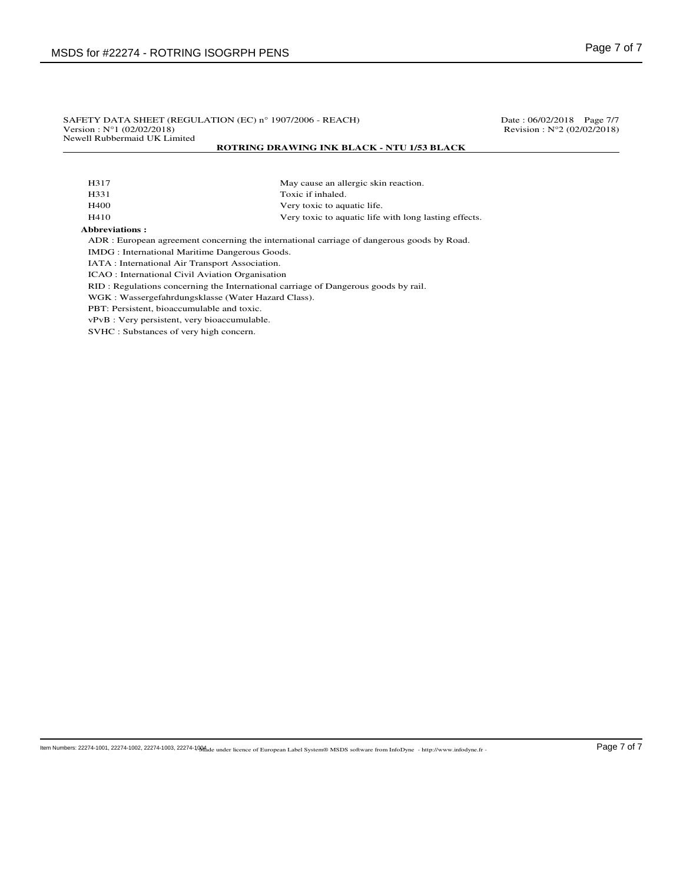| | |
|---|---|
| H317 | May cause an allergic skin reaction. |
| H331 | Toxic if inhaled. |
| H400 | Very toxic to aquatic life. |
| H410 | Very toxic to aquatic life with long lasting effects. |

**Abbreviations :**

ADR : European agreement concerning the international carriage of dangerous goods by Road.

IMDG : International Maritime Dangerous Goods.

IATA : International Air Transport Association.

ICAO : International Civil Aviation Organisation

RID : Regulations concerning the International carriage of Dangerous goods by rail.

WGK : Wassergefahrdungsklasse (Water Hazard Class).

PBT: Persistent, bioaccumulable and toxic.

vPvB : Very persistent, very bioaccumulable.

SVHC : Substances of very high concern.